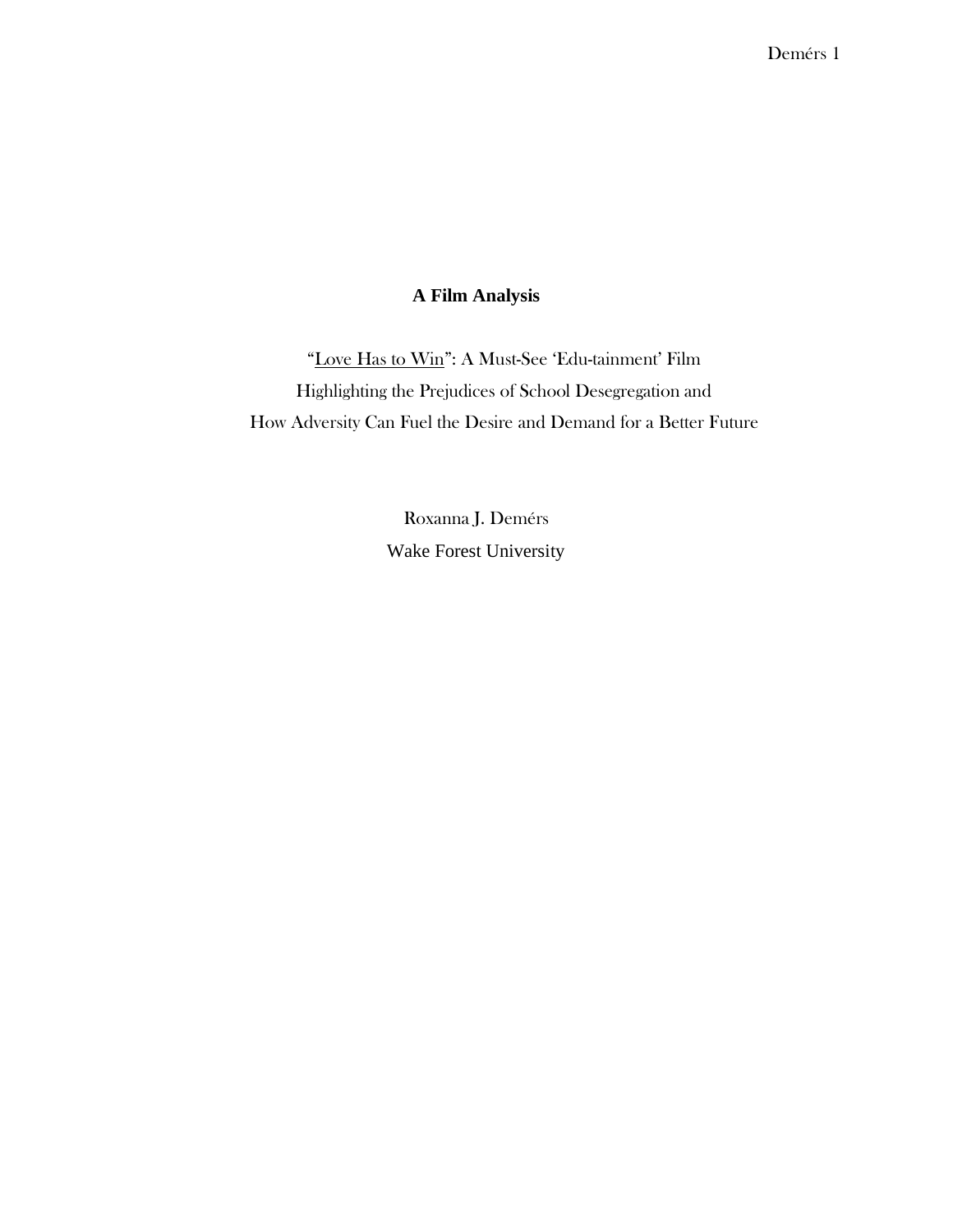**A Film Analysis**

"<u>Love Has to Win</u>": A Must-See 'Edu-tainment' Film
Highlighting the Prejudices of School Desegregation and
How Adversity Can Fuel the Desire and Demand for a Better Future

Roxanna J. Deméřs
Wake Forest University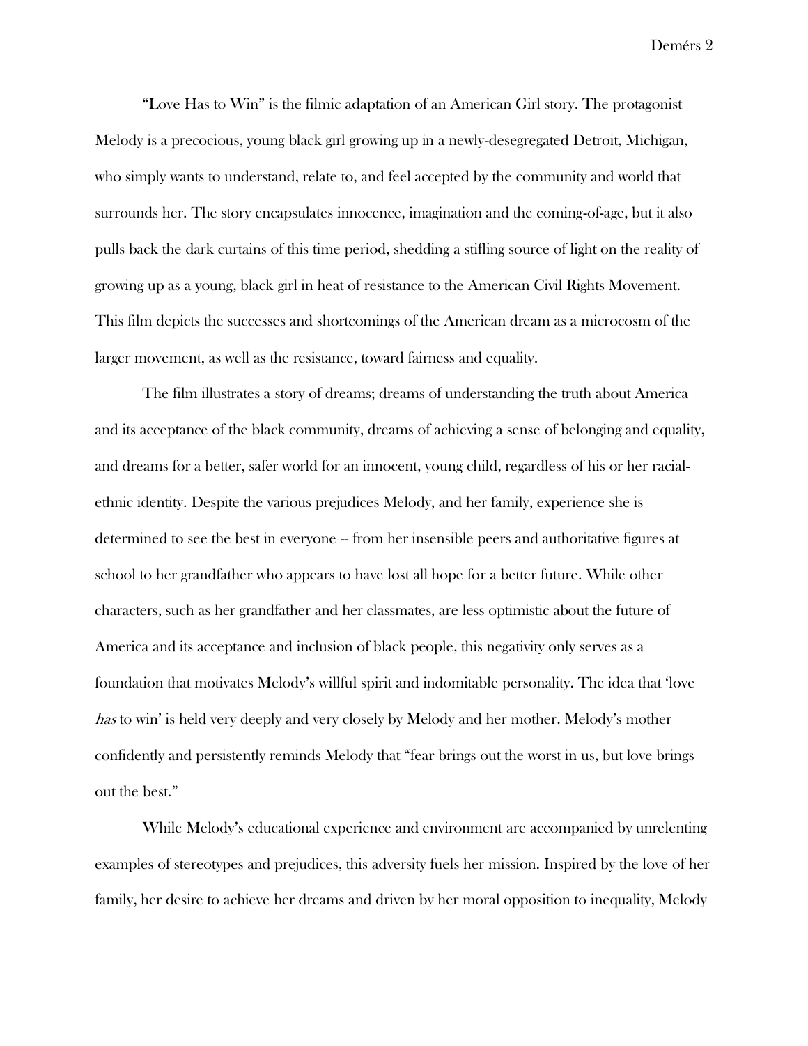"Love Has to Win" is the filmic adaptation of an American Girl story. The protagonist Melody is a precocious, young black girl growing up in a newly-desegregated Detroit, Michigan, who simply wants to understand, relate to, and feel accepted by the community and world that surrounds her. The story encapsulates innocence, imagination and the coming-of-age, but it also pulls back the dark curtains of this time period, shedding a stifling source of light on the reality of growing up as a young, black girl in heat of resistance to the American Civil Rights Movement. This film depicts the successes and shortcomings of the American dream as a microcosm of the larger movement, as well as the resistance, toward fairness and equality.

The film illustrates a story of dreams; dreams of understanding the truth about America and its acceptance of the black community, dreams of achieving a sense of belonging and equality, and dreams for a better, safer world for an innocent, young child, regardless of his or her racial-ethnic identity. Despite the various prejudices Melody, and her family, experience she is determined to see the best in everyone -- from her insensible peers and authoritative figures at school to her grandfather who appears to have lost all hope for a better future. While other characters, such as her grandfather and her classmates, are less optimistic about the future of America and its acceptance and inclusion of black people, this negativity only serves as a foundation that motivates Melody's willful spirit and indomitable personality. The idea that 'love *has* to win' is held very deeply and very closely by Melody and her mother. Melody's mother confidently and persistently reminds Melody that "fear brings out the worst in us, but love brings out the best."

While Melody's educational experience and environment are accompanied by unrelenting examples of stereotypes and prejudices, this adversity fuels her mission. Inspired by the love of her family, her desire to achieve her dreams and driven by her moral opposition to inequality, Melody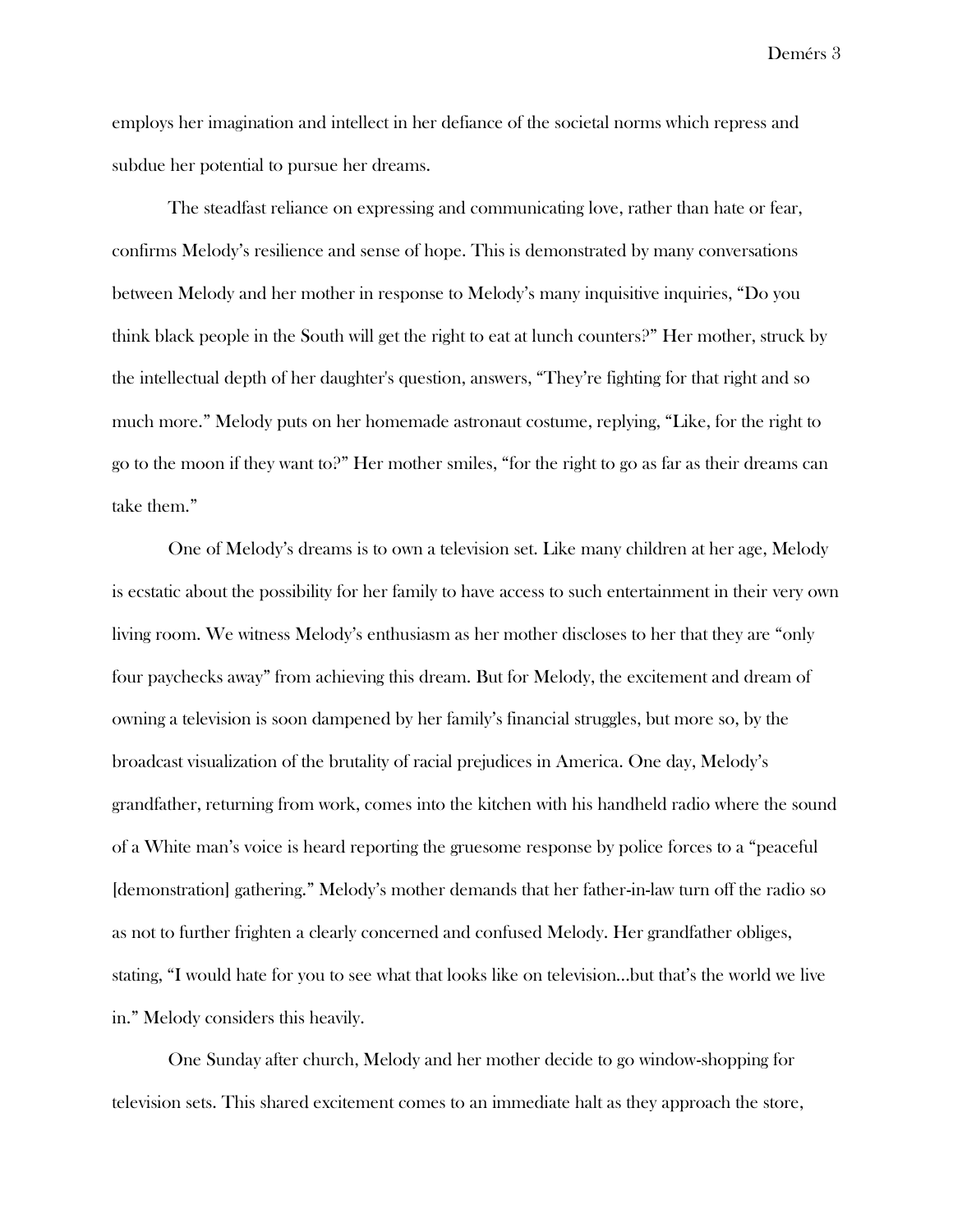employs her imagination and intellect in her defiance of the societal norms which repress and subdue her potential to pursue her dreams.

The steadfast reliance on expressing and communicating love, rather than hate or fear, confirms Melody's resilience and sense of hope. This is demonstrated by many conversations between Melody and her mother in response to Melody's many inquisitive inquiries, "Do you think black people in the South will get the right to eat at lunch counters?" Her mother, struck by the intellectual depth of her daughter's question, answers, "They're fighting for that right and so much more." Melody puts on her homemade astronaut costume, replying, "Like, for the right to go to the moon if they want to?" Her mother smiles, "for the right to go as far as their dreams can take them."

One of Melody's dreams is to own a television set. Like many children at her age, Melody is ecstatic about the possibility for her family to have access to such entertainment in their very own living room. We witness Melody's enthusiasm as her mother discloses to her that they are "only four paychecks away" from achieving this dream. But for Melody, the excitement and dream of owning a television is soon dampened by her family's financial struggles, but more so, by the broadcast visualization of the brutality of racial prejudices in America. One day, Melody's grandfather, returning from work, comes into the kitchen with his handheld radio where the sound of a White man's voice is heard reporting the gruesome response by police forces to a "peaceful [demonstration] gathering." Melody's mother demands that her father-in-law turn off the radio so as not to further frighten a clearly concerned and confused Melody. Her grandfather obliges, stating, "I would hate for you to see what that looks like on television…but that's the world we live in." Melody considers this heavily.

One Sunday after church, Melody and her mother decide to go window-shopping for television sets. This shared excitement comes to an immediate halt as they approach the store,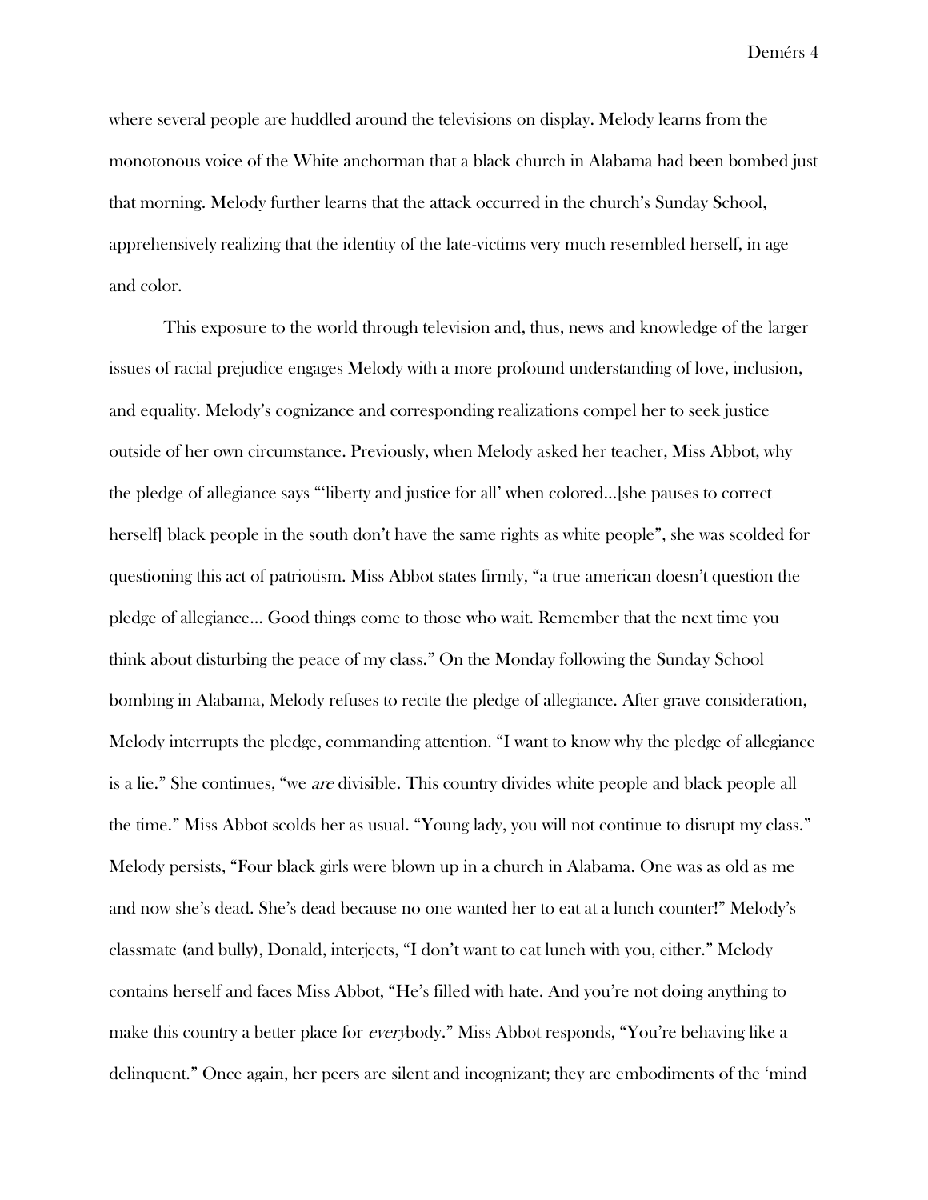where several people are huddled around the televisions on display. Melody learns from the monotonous voice of the White anchorman that a black church in Alabama had been bombed just that morning. Melody further learns that the attack occurred in the church's Sunday School, apprehensively realizing that the identity of the late-victims very much resembled herself, in age and color.

This exposure to the world through television and, thus, news and knowledge of the larger issues of racial prejudice engages Melody with a more profound understanding of love, inclusion, and equality. Melody's cognizance and corresponding realizations compel her to seek justice outside of her own circumstance. Previously, when Melody asked her teacher, Miss Abbot, why the pledge of allegiance says "'liberty and justice for all' when colored...[she pauses to correct herself] black people in the south don't have the same rights as white people", she was scolded for questioning this act of patriotism. Miss Abbot states firmly, "a true american doesn't question the pledge of allegiance... Good things come to those who wait. Remember that the next time you think about disturbing the peace of my class." On the Monday following the Sunday School bombing in Alabama, Melody refuses to recite the pledge of allegiance. After grave consideration, Melody interrupts the pledge, commanding attention. "I want to know why the pledge of allegiance is a lie." She continues, "we *are* divisible. This country divides white people and black people all the time." Miss Abbot scolds her as usual. "Young lady, you will not continue to disrupt my class." Melody persists, "Four black girls were blown up in a church in Alabama. One was as old as me and now she's dead. She's dead because no one wanted her to eat at a lunch counter!" Melody's classmate (and bully), Donald, interjects, "I don't want to eat lunch with you, either." Melody contains herself and faces Miss Abbot, "He's filled with hate. And you're not doing anything to make this country a better place for *every*body." Miss Abbot responds, "You're behaving like a delinquent." Once again, her peers are silent and incognizant; they are embodiments of the 'mind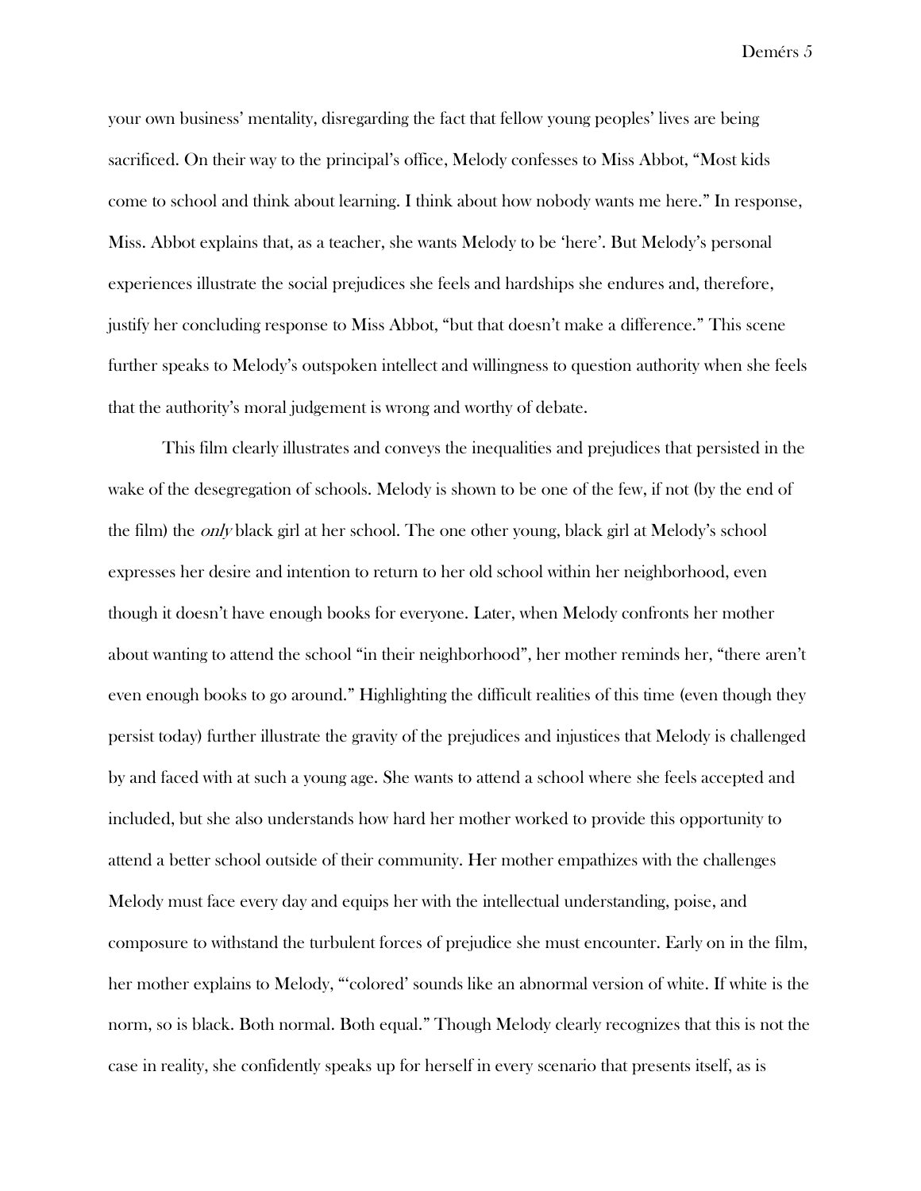your own business' mentality, disregarding the fact that fellow young peoples' lives are being sacrificed. On their way to the principal's office, Melody confesses to Miss Abbot, "Most kids come to school and think about learning. I think about how nobody wants me here." In response, Miss. Abbot explains that, as a teacher, she wants Melody to be 'here'. But Melody's personal experiences illustrate the social prejudices she feels and hardships she endures and, therefore, justify her concluding response to Miss Abbot, "but that doesn't make a difference." This scene further speaks to Melody's outspoken intellect and willingness to question authority when she feels that the authority's moral judgement is wrong and worthy of debate.

This film clearly illustrates and conveys the inequalities and prejudices that persisted in the wake of the desegregation of schools. Melody is shown to be one of the few, if not (by the end of the film) the *only* black girl at her school. The one other young, black girl at Melody's school expresses her desire and intention to return to her old school within her neighborhood, even though it doesn't have enough books for everyone. Later, when Melody confronts her mother about wanting to attend the school "in their neighborhood", her mother reminds her, "there aren't even enough books to go around." Highlighting the difficult realities of this time (even though they persist today) further illustrate the gravity of the prejudices and injustices that Melody is challenged by and faced with at such a young age. She wants to attend a school where she feels accepted and included, but she also understands how hard her mother worked to provide this opportunity to attend a better school outside of their community. Her mother empathizes with the challenges Melody must face every day and equips her with the intellectual understanding, poise, and composure to withstand the turbulent forces of prejudice she must encounter. Early on in the film, her mother explains to Melody, "'colored' sounds like an abnormal version of white. If white is the norm, so is black. Both normal. Both equal." Though Melody clearly recognizes that this is not the case in reality, she confidently speaks up for herself in every scenario that presents itself, as is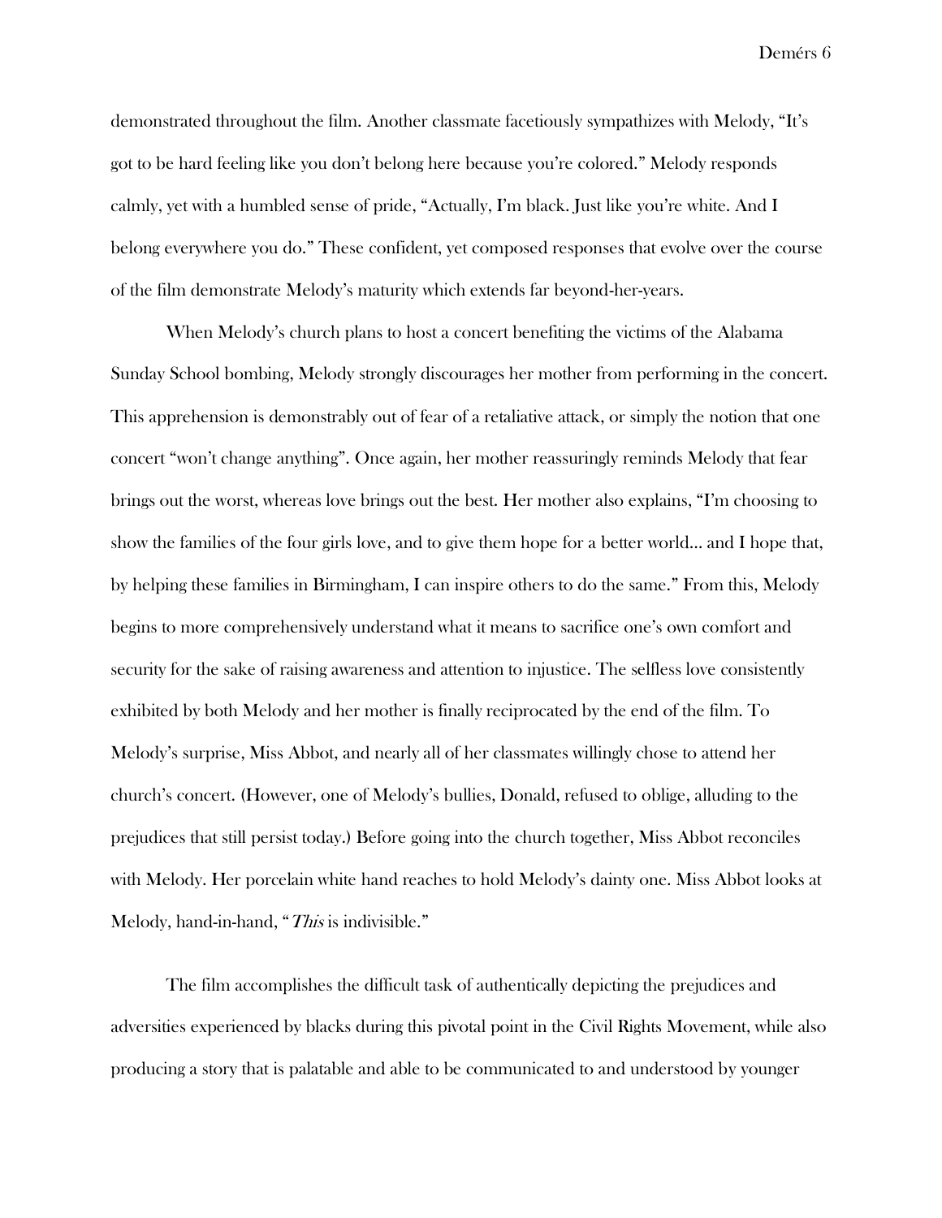demonstrated throughout the film. Another classmate facetiously sympathizes with Melody, "It's got to be hard feeling like you don't belong here because you're colored." Melody responds calmly, yet with a humbled sense of pride, "Actually, I'm black. Just like you're white. And I belong everywhere you do." These confident, yet composed responses that evolve over the course of the film demonstrate Melody's maturity which extends far beyond-her-years.

When Melody's church plans to host a concert benefiting the victims of the Alabama Sunday School bombing, Melody strongly discourages her mother from performing in the concert. This apprehension is demonstrably out of fear of a retaliative attack, or simply the notion that one concert "won't change anything". Once again, her mother reassuringly reminds Melody that fear brings out the worst, whereas love brings out the best. Her mother also explains, "I'm choosing to show the families of the four girls love, and to give them hope for a better world… and I hope that, by helping these families in Birmingham, I can inspire others to do the same." From this, Melody begins to more comprehensively understand what it means to sacrifice one's own comfort and security for the sake of raising awareness and attention to injustice. The selfless love consistently exhibited by both Melody and her mother is finally reciprocated by the end of the film. To Melody's surprise, Miss Abbot, and nearly all of her classmates willingly chose to attend her church's concert. (However, one of Melody's bullies, Donald, refused to oblige, alluding to the prejudices that still persist today.) Before going into the church together, Miss Abbot reconciles with Melody. Her porcelain white hand reaches to hold Melody's dainty one. Miss Abbot looks at Melody, hand-in-hand, "*This* is indivisible."

The film accomplishes the difficult task of authentically depicting the prejudices and adversities experienced by blacks during this pivotal point in the Civil Rights Movement, while also producing a story that is palatable and able to be communicated to and understood by younger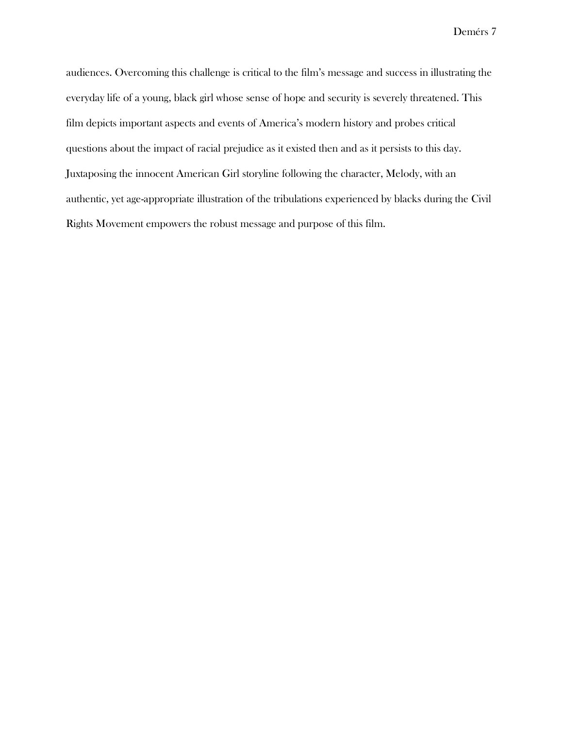audiences. Overcoming this challenge is critical to the film's message and success in illustrating the everyday life of a young, black girl whose sense of hope and security is severely threatened. This film depicts important aspects and events of America's modern history and probes critical questions about the impact of racial prejudice as it existed then and as it persists to this day. Juxtaposing the innocent American Girl storyline following the character, Melody, with an authentic, yet age-appropriate illustration of the tribulations experienced by blacks during the Civil Rights Movement empowers the robust message and purpose of this film.